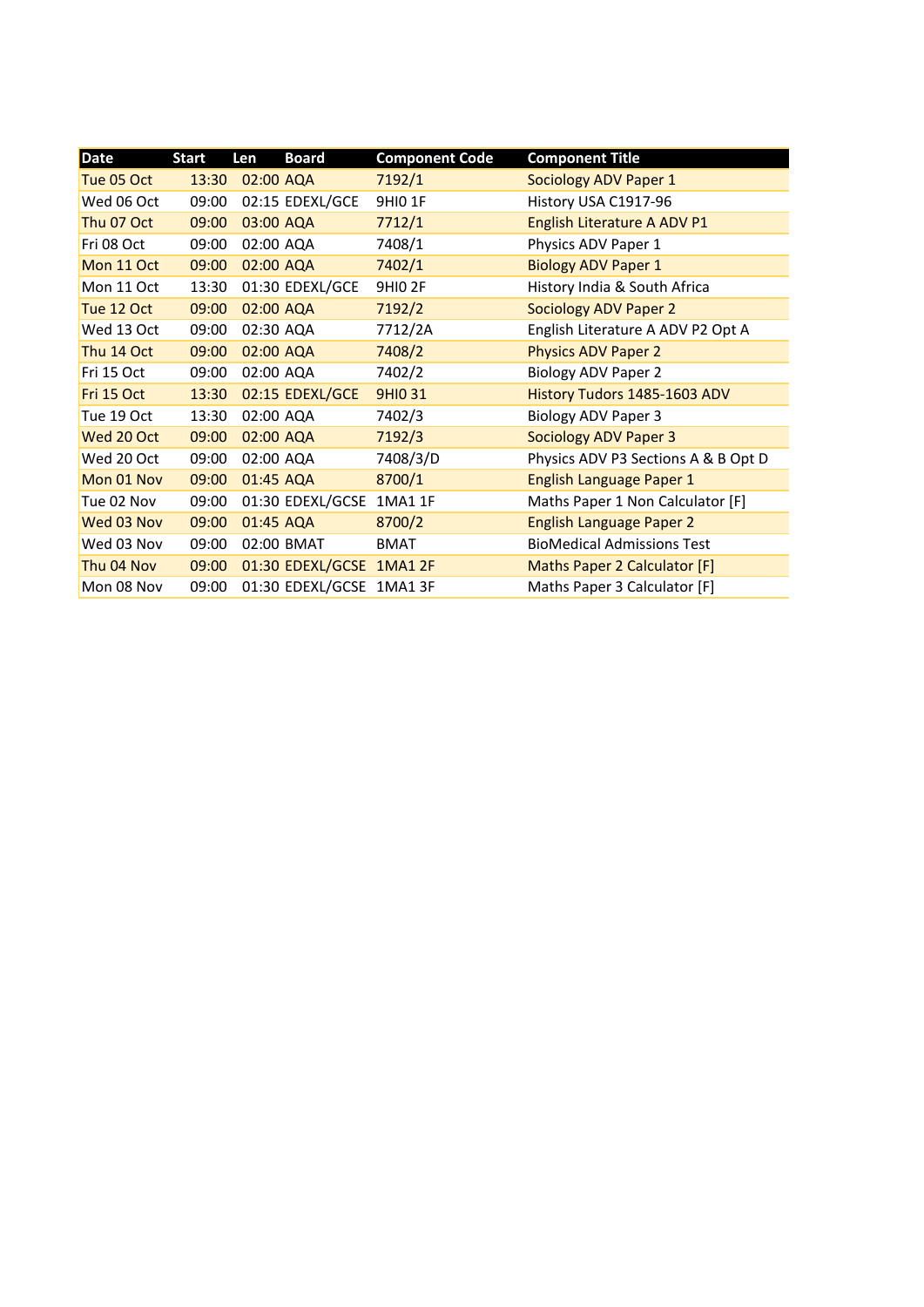| Date | Start | Len | Board | Component Code | Component Title |
| --- | --- | --- | --- | --- | --- |
| Tue 05 Oct | 13:30 | 02:00 | AQA | 7192/1 | Sociology ADV Paper 1 |
| Wed 06 Oct | 09:00 | 02:15 | EDEXL/GCE | 9HI0 1F | History USA C1917-96 |
| Thu 07 Oct | 09:00 | 03:00 | AQA | 7712/1 | English Literature A ADV P1 |
| Fri 08 Oct | 09:00 | 02:00 | AQA | 7408/1 | Physics ADV Paper 1 |
| Mon 11 Oct | 09:00 | 02:00 | AQA | 7402/1 | Biology ADV Paper 1 |
| Mon 11 Oct | 13:30 | 01:30 | EDEXL/GCE | 9HI0 2F | History India & South Africa |
| Tue 12 Oct | 09:00 | 02:00 | AQA | 7192/2 | Sociology ADV Paper 2 |
| Wed 13 Oct | 09:00 | 02:30 | AQA | 7712/2A | English Literature A ADV P2 Opt A |
| Thu 14 Oct | 09:00 | 02:00 | AQA | 7408/2 | Physics ADV Paper 2 |
| Fri 15 Oct | 09:00 | 02:00 | AQA | 7402/2 | Biology ADV Paper 2 |
| Fri 15 Oct | 13:30 | 02:15 | EDEXL/GCE | 9HI0 31 | History Tudors 1485-1603 ADV |
| Tue 19 Oct | 13:30 | 02:00 | AQA | 7402/3 | Biology ADV Paper 3 |
| Wed 20 Oct | 09:00 | 02:00 | AQA | 7192/3 | Sociology ADV Paper 3 |
| Wed 20 Oct | 09:00 | 02:00 | AQA | 7408/3/D | Physics ADV P3 Sections A & B Opt D |
| Mon 01 Nov | 09:00 | 01:45 | AQA | 8700/1 | English Language Paper 1 |
| Tue 02 Nov | 09:00 | 01:30 | EDEXL/GCSE | 1MA1 1F | Maths Paper 1 Non Calculator [F] |
| Wed 03 Nov | 09:00 | 01:45 | AQA | 8700/2 | English Language Paper 2 |
| Wed 03 Nov | 09:00 | 02:00 | BMAT | BMAT | BioMedical Admissions Test |
| Thu 04 Nov | 09:00 | 01:30 | EDEXL/GCSE | 1MA1 2F | Maths Paper 2 Calculator [F] |
| Mon 08 Nov | 09:00 | 01:30 | EDEXL/GCSE | 1MA1 3F | Maths Paper 3 Calculator [F] |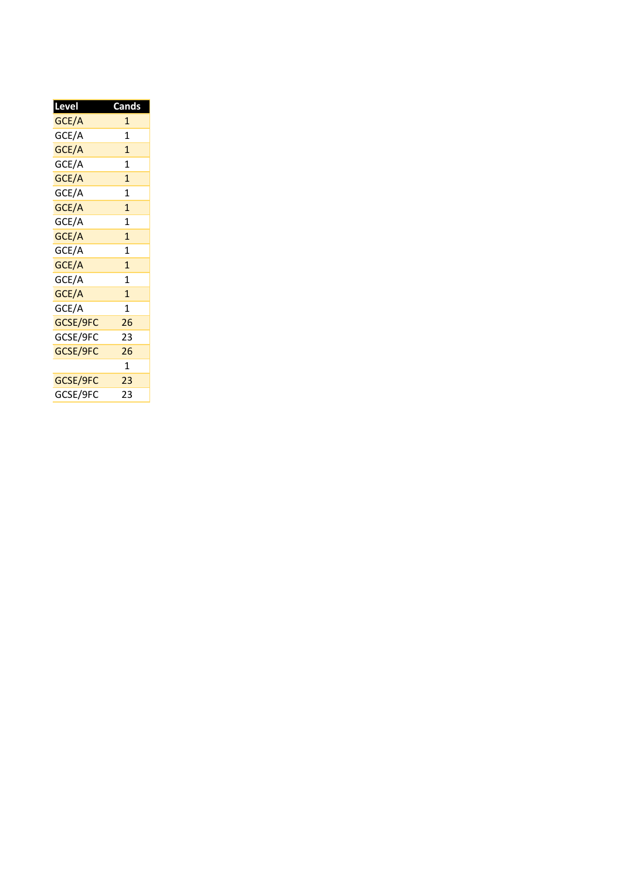| Level | Cands |
|---|---|
| GCE/A | 1 |
| GCE/A | 1 |
| GCE/A | 1 |
| GCE/A | 1 |
| GCE/A | 1 |
| GCE/A | 1 |
| GCE/A | 1 |
| GCE/A | 1 |
| GCE/A | 1 |
| GCE/A | 1 |
| GCE/A | 1 |
| GCE/A | 1 |
| GCE/A | 1 |
| GCE/A | 1 |
| GCSE/9FC | 26 |
| GCSE/9FC | 23 |
| GCSE/9FC | 26 |
| | 1 |
| GCSE/9FC | 23 |
| GCSE/9FC | 23 |